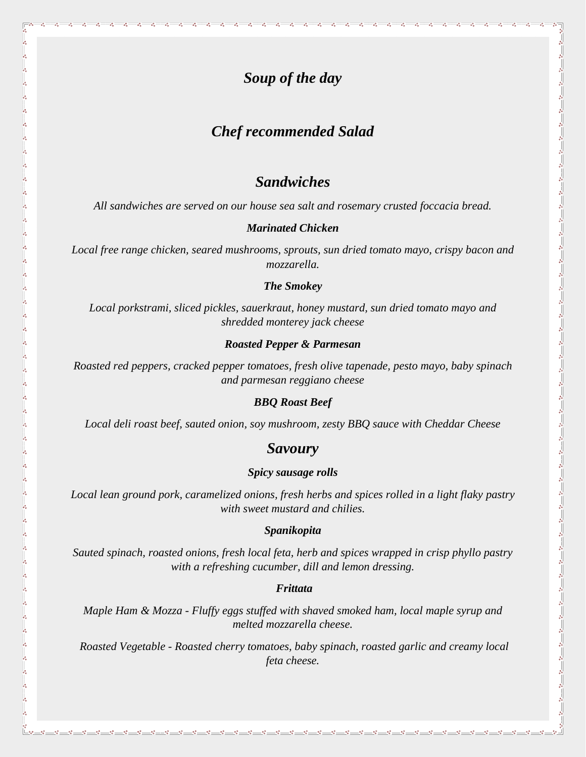# *Soup of the day*

# *Chef recommended Salad*

# *Sandwiches*

*All sandwiches are served on our house sea salt and rosemary crusted foccacia bread.*

***Marinated Chicken***

*Local free range chicken, seared mushrooms, sprouts, sun dried tomato mayo, crispy bacon and mozzarella.*

***The Smokey***

*Local porkstrami, sliced pickles, sauerkraut, honey mustard, sun dried tomato mayo and shredded monterey jack cheese*

***Roasted Pepper & Parmesan***

*Roasted red peppers, cracked pepper tomatoes, fresh olive tapenade, pesto mayo, baby spinach and parmesan reggiano cheese*

***BBQ Roast Beef***

*Local deli roast beef, sauted onion, soy mushroom, zesty BBQ sauce with Cheddar Cheese*

# *Savoury*

***Spicy sausage rolls***

*Local lean ground pork, caramelized onions, fresh herbs and spices rolled in a light flaky pastry with sweet mustard and chilies.*

***Spanikopita***

*Sauted spinach, roasted onions, fresh local feta, herb and spices wrapped in crisp phyllo pastry with a refreshing cucumber, dill and lemon dressing.*

***Frittata***

*Maple Ham & Mozza - Fluffy eggs stuffed with shaved smoked ham, local maple syrup and melted mozzarella cheese.*

*Roasted Vegetable - Roasted cherry tomatoes, baby spinach, roasted garlic and creamy local feta cheese.*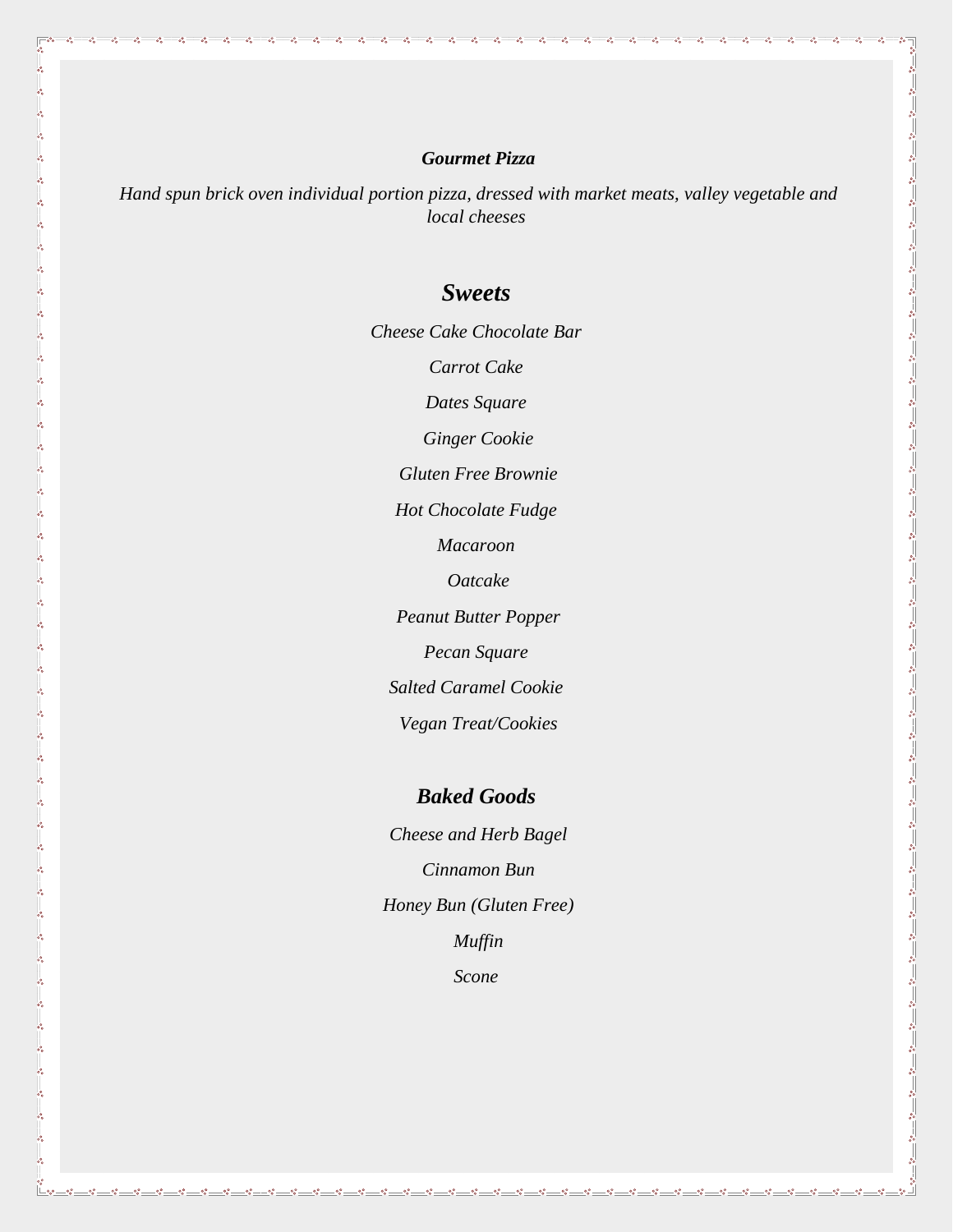***Gourmet Pizza***

*Hand spun brick oven individual portion pizza, dressed with market meats, valley vegetable and local cheeses*

## ***Sweets***

*Cheese Cake Chocolate Bar*

*Carrot Cake*

*Dates Square*

*Ginger Cookie*

*Gluten Free Brownie*

*Hot Chocolate Fudge*

*Macaroon*

*Oatcake*

*Peanut Butter Popper*

*Pecan Square*

*Salted Caramel Cookie*

*Vegan Treat/Cookies*

## ***Baked Goods***

*Cheese and Herb Bagel*

*Cinnamon Bun*

*Honey Bun (Gluten Free)*

*Muffin*

*Scone*